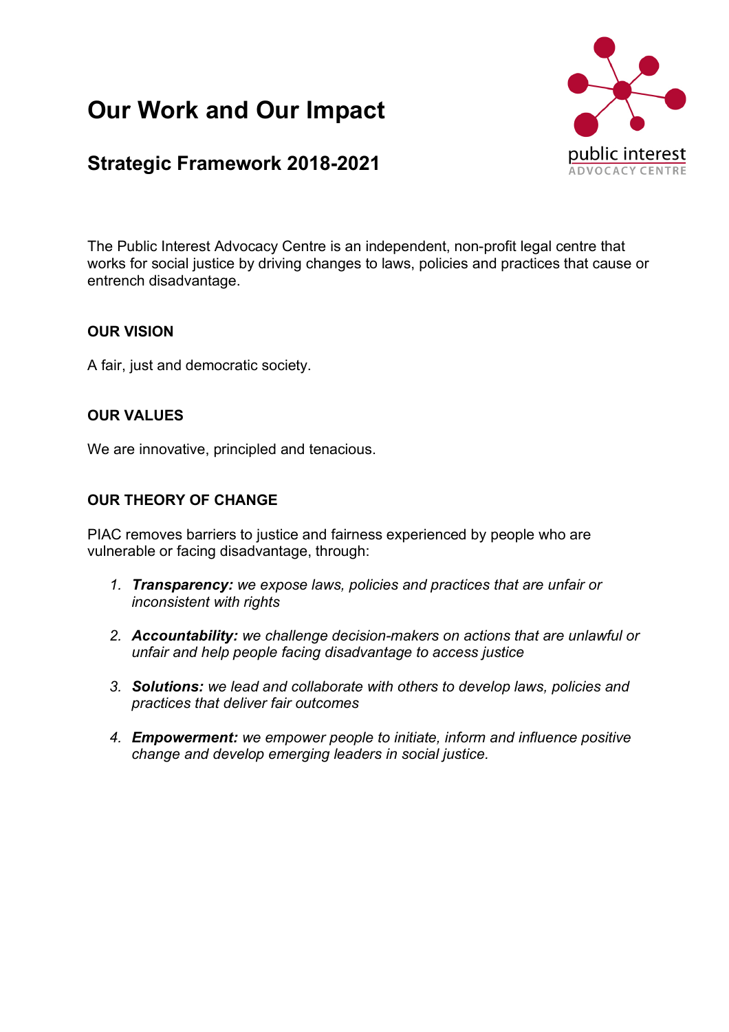# Our Work and Our Impact

## Strategic Framework 2018-2021

public interest
ADVOCACY CENTRE

The Public Interest Advocacy Centre is an independent, non-profit legal centre that works for social justice by driving changes to laws, policies and practices that cause or entrench disadvantage.

### OUR VISION

A fair, just and democratic society.

### OUR VALUES

We are innovative, principled and tenacious.

### OUR THEORY OF CHANGE

PIAC removes barriers to justice and fairness experienced by people who are vulnerable or facing disadvantage, through:

1. ***Transparency:*** *we expose laws, policies and practices that are unfair or inconsistent with rights*
2. ***Accountability:*** *we challenge decision-makers on actions that are unlawful or unfair and help people facing disadvantage to access justice*
3. ***Solutions:*** *we lead and collaborate with others to develop laws, policies and practices that deliver fair outcomes*
4. ***Empowerment:*** *we empower people to initiate, inform and influence positive change and develop emerging leaders in social justice.*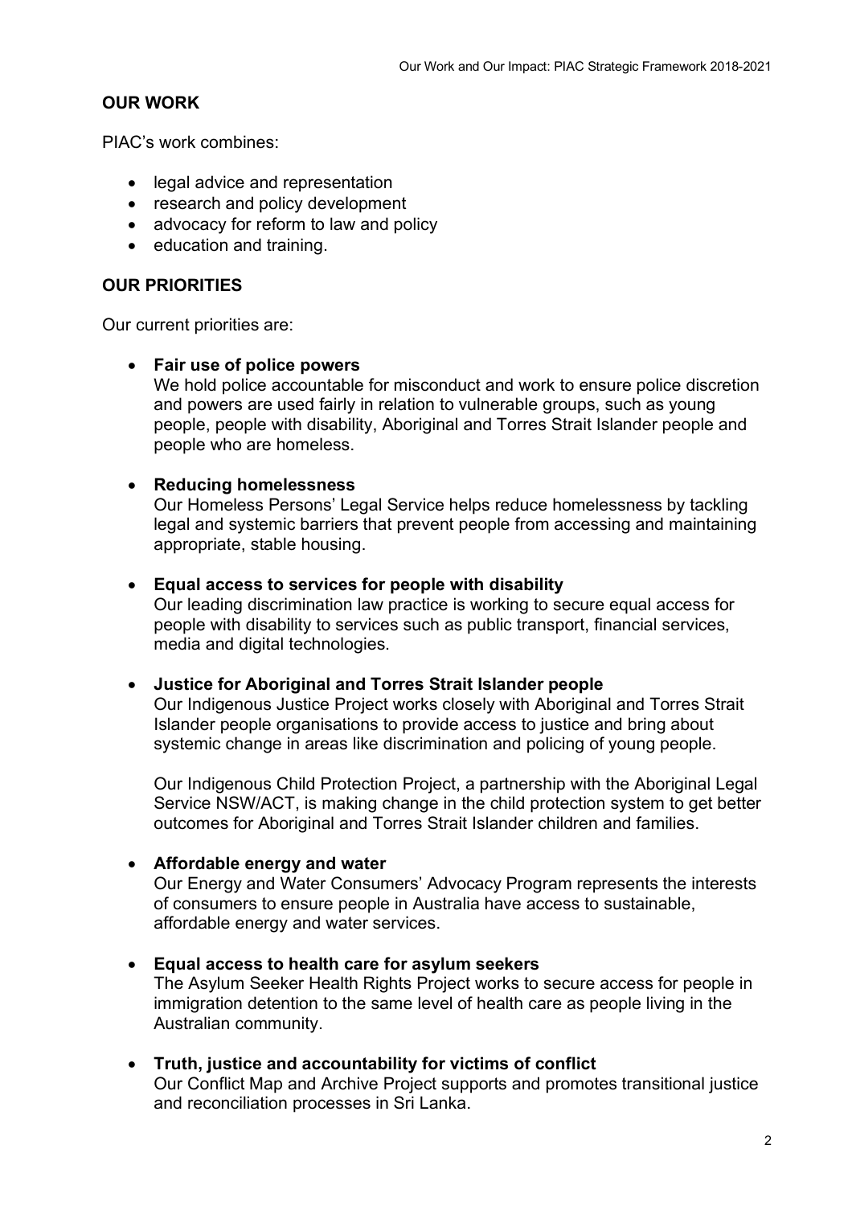## OUR WORK

PIAC's work combines:

- legal advice and representation
- research and policy development
- advocacy for reform to law and policy
- education and training.

## OUR PRIORITIES

Our current priorities are:

- **Fair use of police powers**
  We hold police accountable for misconduct and work to ensure police discretion and powers are used fairly in relation to vulnerable groups, such as young people, people with disability, Aboriginal and Torres Strait Islander people and people who are homeless.

- **Reducing homelessness**
  Our Homeless Persons' Legal Service helps reduce homelessness by tackling legal and systemic barriers that prevent people from accessing and maintaining appropriate, stable housing.

- **Equal access to services for people with disability**
  Our leading discrimination law practice is working to secure equal access for people with disability to services such as public transport, financial services, media and digital technologies.

- **Justice for Aboriginal and Torres Strait Islander people**
  Our Indigenous Justice Project works closely with Aboriginal and Torres Strait Islander people organisations to provide access to justice and bring about systemic change in areas like discrimination and policing of young people.

  Our Indigenous Child Protection Project, a partnership with the Aboriginal Legal Service NSW/ACT, is making change in the child protection system to get better outcomes for Aboriginal and Torres Strait Islander children and families.

- **Affordable energy and water**
  Our Energy and Water Consumers' Advocacy Program represents the interests of consumers to ensure people in Australia have access to sustainable, affordable energy and water services.

- **Equal access to health care for asylum seekers**
  The Asylum Seeker Health Rights Project works to secure access for people in immigration detention to the same level of health care as people living in the Australian community.

- **Truth, justice and accountability for victims of conflict**
  Our Conflict Map and Archive Project supports and promotes transitional justice and reconciliation processes in Sri Lanka.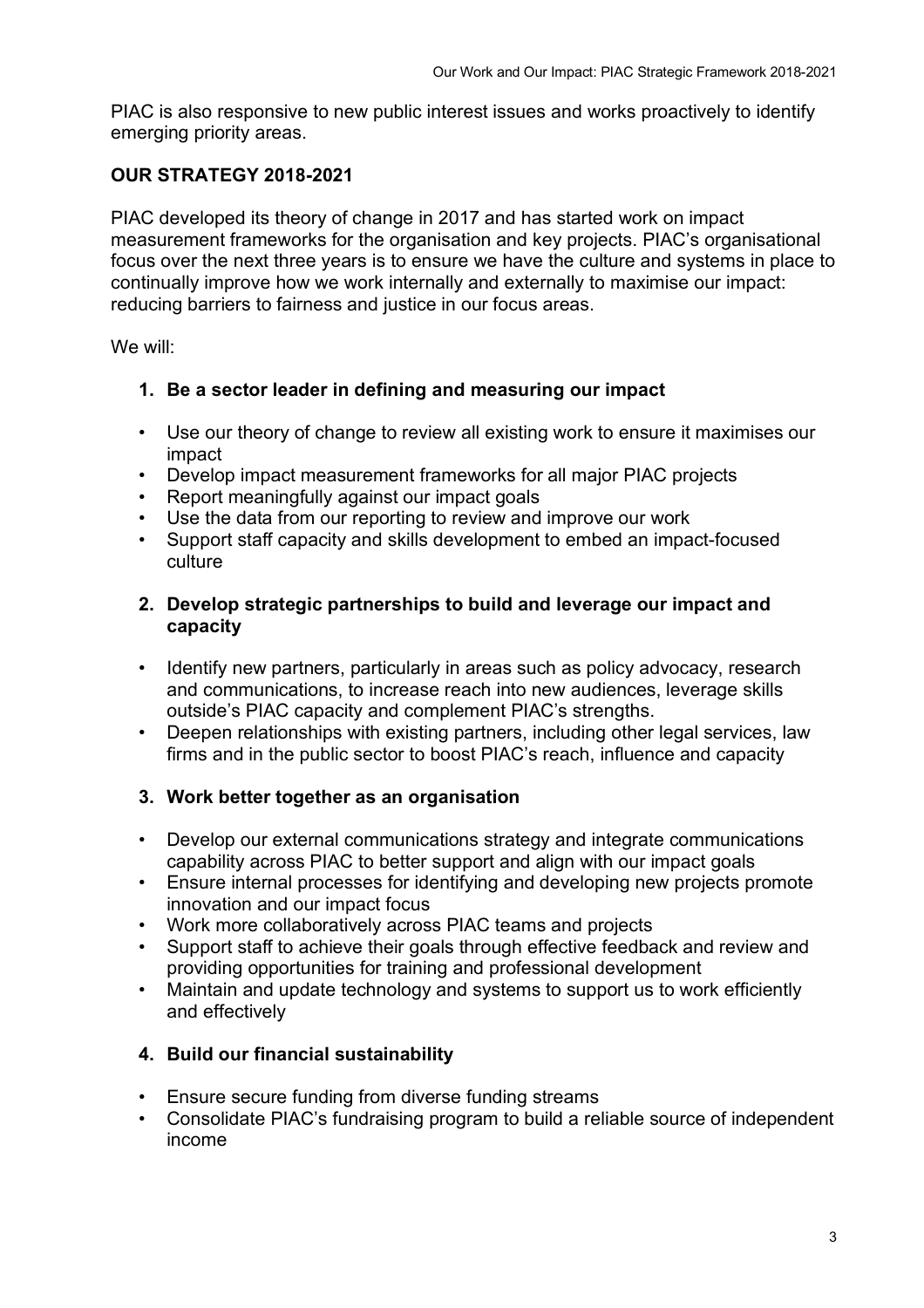PIAC is also responsive to new public interest issues and works proactively to identify emerging priority areas.

## OUR STRATEGY 2018-2021

PIAC developed its theory of change in 2017 and has started work on impact measurement frameworks for the organisation and key projects. PIAC's organisational focus over the next three years is to ensure we have the culture and systems in place to continually improve how we work internally and externally to maximise our impact: reducing barriers to fairness and justice in our focus areas.

We will:

1. **Be a sector leader in defining and measuring our impact**

- Use our theory of change to review all existing work to ensure it maximises our impact
- Develop impact measurement frameworks for all major PIAC projects
- Report meaningfully against our impact goals
- Use the data from our reporting to review and improve our work
- Support staff capacity and skills development to embed an impact-focused culture

2. **Develop strategic partnerships to build and leverage our impact and capacity**

- Identify new partners, particularly in areas such as policy advocacy, research and communications, to increase reach into new audiences, leverage skills outside's PIAC capacity and complement PIAC's strengths.
- Deepen relationships with existing partners, including other legal services, law firms and in the public sector to boost PIAC's reach, influence and capacity

3. **Work better together as an organisation**

- Develop our external communications strategy and integrate communications capability across PIAC to better support and align with our impact goals
- Ensure internal processes for identifying and developing new projects promote innovation and our impact focus
- Work more collaboratively across PIAC teams and projects
- Support staff to achieve their goals through effective feedback and review and providing opportunities for training and professional development
- Maintain and update technology and systems to support us to work efficiently and effectively

4. **Build our financial sustainability**

- Ensure secure funding from diverse funding streams
- Consolidate PIAC's fundraising program to build a reliable source of independent income